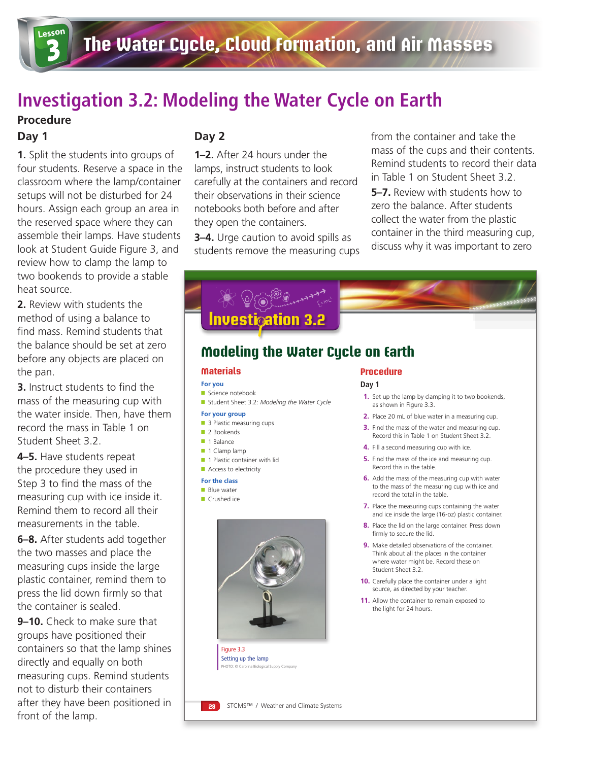# Investigation 3.2: Modeling the Water Cycle on Earth

## Procedure

### Day 1

**1.** Split the students into groups of four students. Reserve a space in the classroom where the lamp/container setups will not be disturbed for 24 hours. Assign each group an area in the reserved space where they can assemble their lamps. Have students look at Student Guide Figure 3, and review how to clamp the lamp to two bookends to provide a stable heat source.

**2.** Review with students the method of using a balance to find mass. Remind students that the balance should be set at zero before any objects are placed on the pan.

**3.** Instruct students to find the mass of the measuring cup with the water inside. Then, have them record the mass in Table 1 on Student Sheet 3.2.

**4–5.** Have students repeat the procedure they used in Step 3 to find the mass of the measuring cup with ice inside it. Remind them to record all their measurements in the table.

**6–8.** After students add together the two masses and place the measuring cups inside the large plastic container, remind them to press the lid down firmly so that the container is sealed.

**9–10.** Check to make sure that groups have positioned their containers so that the lamp shines directly and equally on both measuring cups. Remind students not to disturb their containers after they have been positioned in front of the lamp.

### Day 2

**1–2.** After 24 hours under the lamps, instruct students to look carefully at the containers and record their observations in their science notebooks both before and after they open the containers.

**3–4.** Urge caution to avoid spills as students remove the measuring cups from the container and take the mass of the cups and their contents. Remind students to record their data in Table 1 on Student Sheet 3.2.

**5–7.** Review with students how to zero the balance. After students collect the water from the plastic container in the third measuring cup, discuss why it was important to zero

---

## Investigation 3.2

## Modeling the Water Cycle on Earth

### Materials

**For you**

- Science notebook
- Student Sheet 3.2: *Modeling the Water Cycle*

**For your group**

- 3 Plastic measuring cups
- 2 Bookends
- 1 Balance
- 1 Clamp lamp
- 1 Plastic container with lid
- Access to electricity

**For the class**

- Blue water
- Crushed ice

Figure 3.3
Setting up the lamp
PHOTO: © Carolina Biological Supply Company

### Procedure

**Day 1**

1. Set up the lamp by clamping it to two bookends, as shown in Figure 3.3.
2. Place 20 mL of blue water in a measuring cup.
3. Find the mass of the water and measuring cup. Record this in Table 1 on Student Sheet 3.2.
4. Fill a second measuring cup with ice.
5. Find the mass of the ice and measuring cup. Record this in the table.
6. Add the mass of the measuring cup with water to the mass of the measuring cup with ice and record the total in the table.
7. Place the measuring cups containing the water and ice inside the large (16-oz) plastic container.
8. Place the lid on the large container. Press down firmly to secure the lid.
9. Make detailed observations of the container. Think about all the places in the container where water might be. Record these on Student Sheet 3.2.
10. Carefully place the container under a light source, as directed by your teacher.
11. Allow the container to remain exposed to the light for 24 hours.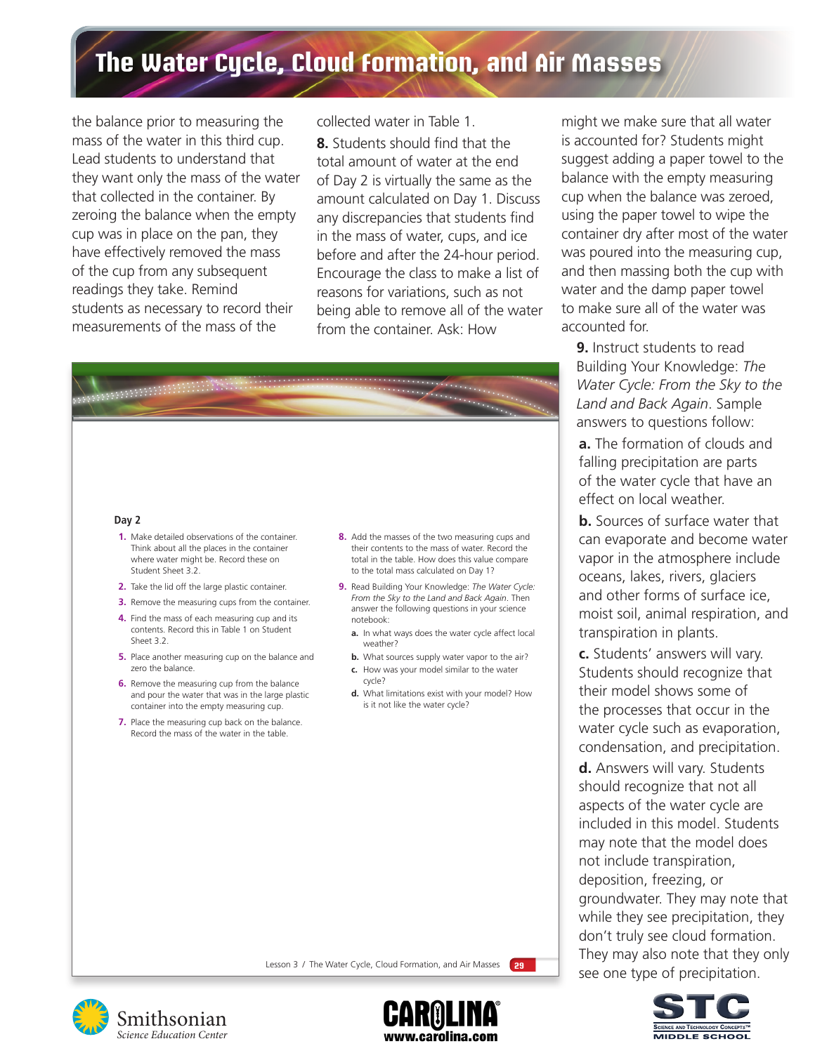the balance prior to measuring the mass of the water in this third cup. Lead students to understand that they want only the mass of the water that collected in the container. By zeroing the balance when the empty cup was in place on the pan, they have effectively removed the mass of the cup from any subsequent readings they take. Remind students as necessary to record their measurements of the mass of the collected water in Table 1.

**8.** Students should find that the total amount of water at the end of Day 2 is virtually the same as the amount calculated on Day 1. Discuss any discrepancies that students find in the mass of water, cups, and ice before and after the 24-hour period. Encourage the class to make a list of reasons for variations, such as not being able to remove all of the water from the container. Ask: How might we make sure that all water is accounted for? Students might suggest adding a paper towel to the balance with the empty measuring cup when the balance was zeroed, using the paper towel to wipe the container dry after most of the water was poured into the measuring cup, and then massing both the cup with water and the damp paper towel to make sure all of the water was accounted for.

**Day 2**

1. Make detailed observations of the container. Think about all the places in the container where water might be. Record these on Student Sheet 3.2.
2. Take the lid off the large plastic container.
3. Remove the measuring cups from the container.
4. Find the mass of each measuring cup and its contents. Record this in Table 1 on Student Sheet 3.2.
5. Place another measuring cup on the balance and zero the balance.
6. Remove the measuring cup from the balance and pour the water that was in the large plastic container into the empty measuring cup.
7. Place the measuring cup back on the balance. Record the mass of the water in the table.
8. Add the masses of the two measuring cups and their contents to the mass of water. Record the total in the table. How does this value compare to the total mass calculated on Day 1?
9. Read Building Your Knowledge: *The Water Cycle: From the Sky to the Land and Back Again*. Then answer the following questions in your science notebook:
   - **a.** In what ways does the water cycle affect local weather?
   - **b.** What sources supply water vapor to the air?
   - **c.** How was your model similar to the water cycle?
   - **d.** What limitations exist with your model? How is it not like the water cycle?

Lesson 3 / The Water Cycle, Cloud Formation, and Air Masses

**9.** Instruct students to read Building Your Knowledge: *The Water Cycle: From the Sky to the Land and Back Again*. Sample answers to questions follow:

**a.** The formation of clouds and falling precipitation are parts of the water cycle that have an effect on local weather.

**b.** Sources of surface water that can evaporate and become water vapor in the atmosphere include oceans, lakes, rivers, glaciers and other forms of surface ice, moist soil, animal respiration, and transpiration in plants.

**c.** Students' answers will vary. Students should recognize that their model shows some of the processes that occur in the water cycle such as evaporation, condensation, and precipitation.

**d.** Answers will vary. Students should recognize that not all aspects of the water cycle are included in this model. Students may note that the model does not include transpiration, deposition, freezing, or groundwater. They may note that while they see precipitation, they don't truly see cloud formation. They may also note that they only see one type of precipitation.